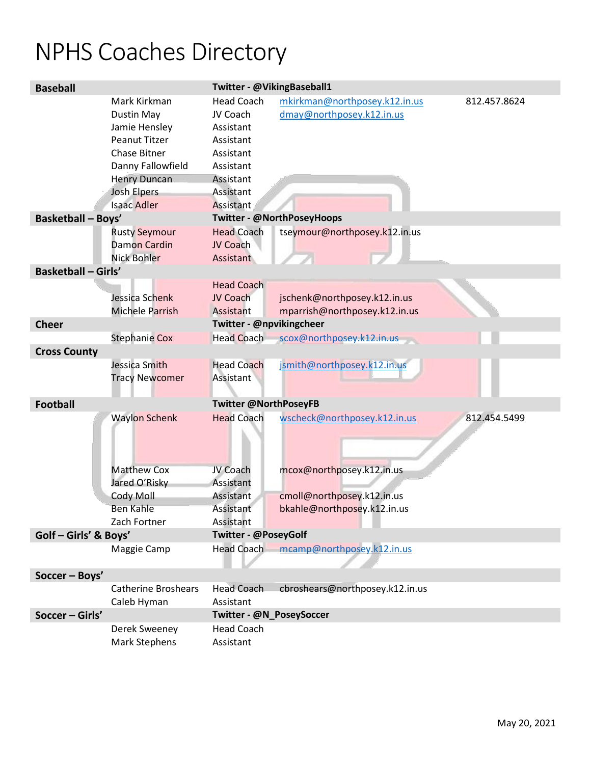# NPHS Coaches Directory

| Sport | Name | Role | Email | Phone |
|---|---|---|---|---|
| **Baseball** | | **Twitter - @VikingBaseball1** | | |
| | Mark Kirkman | Head Coach | mkirkman@northposey.k12.in.us | 812.457.8624 |
| | Dustin May | JV Coach | dmay@northposey.k12.in.us | |
| | Jamie Hensley | Assistant | | |
| | Peanut Titzer | Assistant | | |
| | Chase Bitner | Assistant | | |
| | Danny Fallowfield | Assistant | | |
| | Henry Duncan | Assistant | | |
| | Josh Elpers | Assistant | | |
| | Isaac Adler | Assistant | | |
| **Basketball – Boys'** | | **Twitter - @NorthPoseyHoops** | | |
| | Rusty Seymour | Head Coach | tseymour@northposey.k12.in.us | |
| | Damon Cardin | JV Coach | | |
| | Nick Bohler | Assistant | | |
| **Basketball – Girls'** | | | | |
| | | Head Coach | | |
| | Jessica Schenk | JV Coach | jschenk@northposey.k12.in.us | |
| | Michele Parrish | Assistant | mparrish@northposey.k12.in.us | |
| **Cheer** | | **Twitter - @npvikingcheer** | | |
| | Stephanie Cox | Head Coach | scox@northposey.k12.in.us | |
| **Cross County** | | | | |
| | Jessica Smith | Head Coach | jsmith@northposey.k12.in.us | |
| | Tracy Newcomer | Assistant | | |
| **Football** | | **Twitter @NorthPoseyFB** | | |
| | Waylon Schenk | Head Coach | wscheck@northposey.k12.in.us | 812.454.5499 |
| | Matthew Cox | JV Coach | mcox@northposey.k12.in.us | |
| | Jared O'Risky | Assistant | | |
| | Cody Moll | Assistant | cmoll@northposey.k12.in.us | |
| | Ben Kahle | Assistant | bkahle@northposey.k12.in.us | |
| | Zach Fortner | Assistant | | |
| **Golf – Girls' & Boys'** | | **Twitter - @PoseyGolf** | | |
| | Maggie Camp | Head Coach | mcamp@northposey.k12.in.us | |
| **Soccer – Boys'** | | | | |
| | Catherine Broshears | Head Coach | cbroshears@northposey.k12.in.us | |
| | Caleb Hyman | Assistant | | |
| **Soccer – Girls'** | | **Twitter - @N_PoseySoccer** | | |
| | Derek Sweeney | Head Coach | | |
| | Mark Stephens | Assistant | | |

May 20, 2021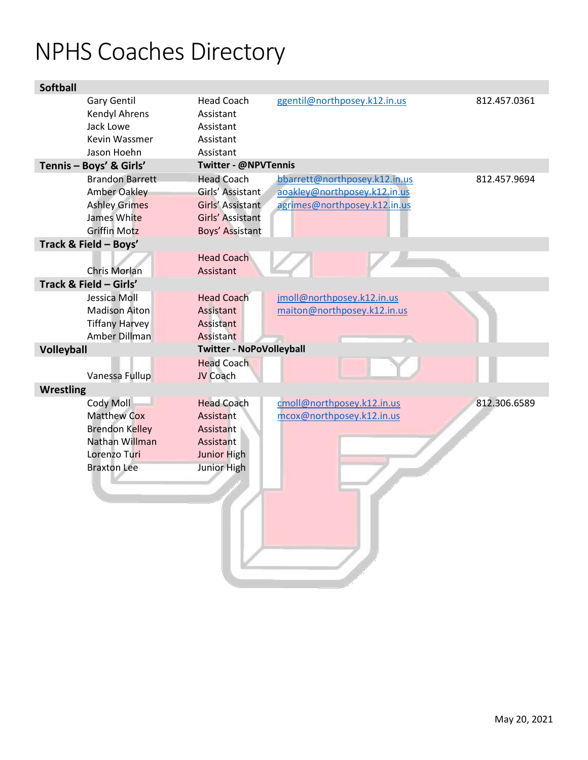# NPHS Coaches Directory

| | | | |
|---|---|---|---|
| **Softball** | | | |
| Gary Gentil | Head Coach | ggentil@northposey.k12.in.us | 812.457.0361 |
| Kendyl Ahrens | Assistant | | |
| Jack Lowe | Assistant | | |
| Kevin Wassmer | Assistant | | |
| Jason Hoehn | Assistant | | |
| **Tennis – Boys' & Girls'** | **Twitter - @NPVTennis** | | |
| Brandon Barrett | Head Coach | bbarrett@northposey.k12.in.us | 812.457.9694 |
| Amber Oakley | Girls' Assistant | aoakley@northposey.k12.in.us | |
| Ashley Grimes | Girls' Assistant | agrimes@northposey.k12.in.us | |
| James White | Girls' Assistant | | |
| Griffin Motz | Boys' Assistant | | |
| **Track & Field – Boys'** | | | |
| | Head Coach | | |
| Chris Morlan | Assistant | | |
| **Track & Field – Girls'** | | | |
| Jessica Moll | Head Coach | jmoll@northposey.k12.in.us | |
| Madison Aiton | Assistant | maiton@northposey.k12.in.us | |
| Tiffany Harvey | Assistant | | |
| Amber Dillman | Assistant | | |
| **Volleyball** | **Twitter - NoPoVolleyball** | | |
| | Head Coach | | |
| Vanessa Fullup | JV Coach | | |
| **Wrestling** | | | |
| Cody Moll | Head Coach | cmoll@northposey.k12.in.us | 812.306.6589 |
| Matthew Cox | Assistant | mcox@northposey.k12.in.us | |
| Brendon Kelley | Assistant | | |
| Nathan Willman | Assistant | | |
| Lorenzo Turi | Junior High | | |
| Braxton Lee | Junior High | | |

May 20, 2021